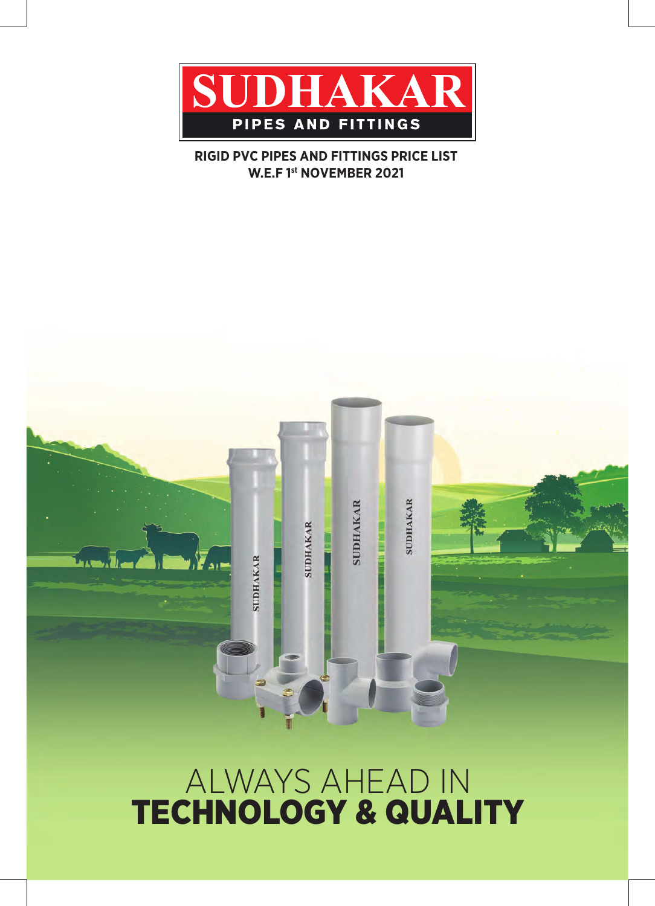# SUDHAKAR

**PIPES AND FITTINGS**

**RIGID PVC PIPES AND FITTINGS PRICE LIST**
**W.E.F 1st NOVEMBER 2021**

ALWAYS AHEAD IN
**TECHNOLOGY & QUALITY**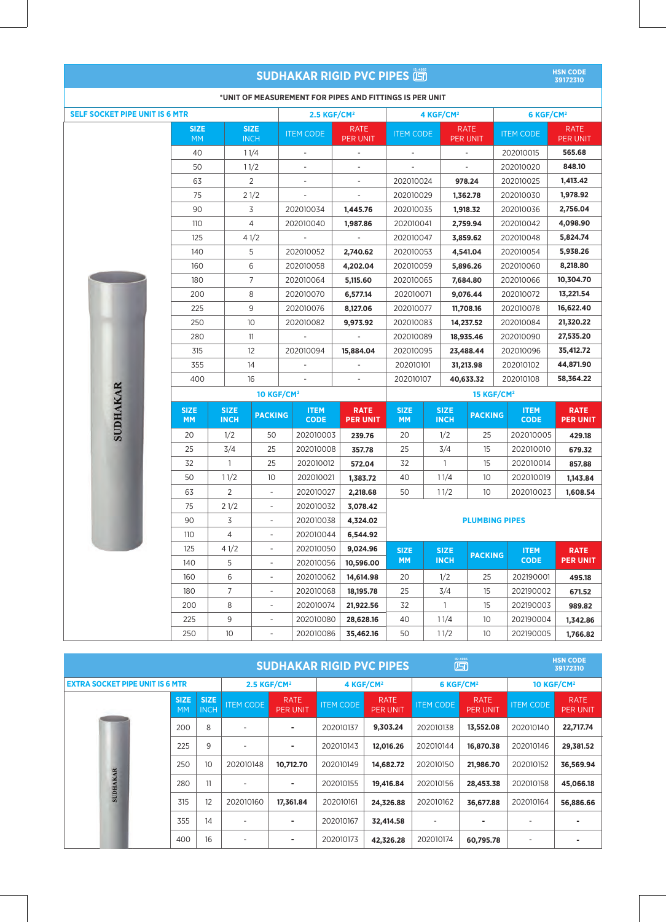## SUDHAKAR RIGID PVC PIPES

HSN CODE 39172310

*UNIT OF MEASUREMENT FOR PIPES AND FITTINGS IS PER UNIT

**SELF SOCKET PIPE UNIT IS 6 MTR**

| | | 2.5 KGF/CM² | | 4 KGF/CM² | | 6 KGF/CM² | |
|---|---|---|---|---|---|---|---|
| SIZE MM | SIZE INCH | ITEM CODE | RATE PER UNIT | ITEM CODE | RATE PER UNIT | ITEM CODE | RATE PER UNIT |
| 40 | 1 1/4 | - | - | - | - | 202010015 | 565.68 |
| 50 | 1 1/2 | - | - | - | - | 202010020 | 848.10 |
| 63 | 2 | - | - | 202010024 | 978.24 | 202010025 | 1,413.42 |
| 75 | 2 1/2 | - | - | 202010029 | 1,362.78 | 202010030 | 1,978.92 |
| 90 | 3 | 202010034 | 1,445.76 | 202010035 | 1,918.32 | 202010036 | 2,756.04 |
| 110 | 4 | 202010040 | 1,987.86 | 202010041 | 2,759.94 | 202010042 | 4,098.90 |
| 125 | 4 1/2 | - | - | 202010047 | 3,859.62 | 202010048 | 5,824.74 |
| 140 | 5 | 202010052 | 2,740.62 | 202010053 | 4,541.04 | 202010054 | 5,938.26 |
| 160 | 6 | 202010058 | 4,202.04 | 202010059 | 5,896.26 | 202010060 | 8,218.80 |
| 180 | 7 | 202010064 | 5,115.60 | 202010065 | 7,684.80 | 202010066 | 10,304.70 |
| 200 | 8 | 202010070 | 6,577.14 | 202010071 | 9,076.44 | 202010072 | 13,221.54 |
| 225 | 9 | 202010076 | 8,127.06 | 202010077 | 11,708.16 | 202010078 | 16,622.40 |
| 250 | 10 | 202010082 | 9,973.92 | 202010083 | 14,237.52 | 202010084 | 21,320.22 |
| 280 | 11 | - | - | 202010089 | 18,935.46 | 202010090 | 27,535.20 |
| 315 | 12 | 202010094 | 15,884.04 | 202010095 | 23,488.44 | 202010096 | 35,412.72 |
| 355 | 14 | - | - | 202010101 | 31,213.98 | 202010102 | 44,871.90 |
| 400 | 16 | - | - | 202010107 | 40,633.32 | 202010108 | 58,364.22 |

**10 KGF/CM²**

| SIZE MM | SIZE INCH | PACKING | ITEM CODE | RATE PER UNIT |
|---|---|---|---|---|
| 20 | 1/2 | 50 | 202010003 | 239.76 |
| 25 | 3/4 | 25 | 202010008 | 357.78 |
| 32 | 1 | 25 | 202010012 | 572.04 |
| 50 | 1 1/2 | 10 | 202010021 | 1,383.72 |
| 63 | 2 | - | 202010027 | 2,218.68 |
| 75 | 2 1/2 | - | 202010032 | 3,078.42 |
| 90 | 3 | - | 202010038 | 4,324.02 |
| 110 | 4 | - | 202010044 | 6,544.92 |
| 125 | 4 1/2 | - | 202010050 | 9,024.96 |
| 140 | 5 | - | 202010056 | 10,596.00 |
| 160 | 6 | - | 202010062 | 14,614.98 |
| 180 | 7 | - | 202010068 | 18,195.78 |
| 200 | 8 | - | 202010074 | 21,922.56 |
| 225 | 9 | - | 202010080 | 28,628.16 |
| 250 | 10 | - | 202010086 | 35,462.16 |

**15 KGF/CM²**

| SIZE MM | SIZE INCH | PACKING | ITEM CODE | RATE PER UNIT |
|---|---|---|---|---|
| 20 | 1/2 | 25 | 202010005 | 429.18 |
| 25 | 3/4 | 15 | 202010010 | 679.32 |
| 32 | 1 | 15 | 202010014 | 857.88 |
| 40 | 1 1/4 | 10 | 202010019 | 1,143.84 |
| 50 | 1 1/2 | 10 | 202010023 | 1,608.54 |

**PLUMBING PIPES**

| SIZE MM | SIZE INCH | PACKING | ITEM CODE | RATE PER UNIT |
|---|---|---|---|---|
| 20 | 1/2 | 25 | 202190001 | 495.18 |
| 25 | 3/4 | 15 | 202190002 | 671.52 |
| 32 | 1 | 15 | 202190003 | 989.82 |
| 40 | 1 1/4 | 10 | 202190004 | 1,342.86 |
| 50 | 1 1/2 | 10 | 202190005 | 1,766.82 |

## SUDHAKAR RIGID PVC PIPES

HSN CODE 39172310

**EXTRA SOCKET PIPE UNIT IS 6 MTR**

| | | 2.5 KGF/CM² | | 4 KGF/CM² | | 6 KGF/CM² | | 10 KGF/CM² | |
|---|---|---|---|---|---|---|---|---|---|
| SIZE MM | SIZE INCH | ITEM CODE | RATE PER UNIT | ITEM CODE | RATE PER UNIT | ITEM CODE | RATE PER UNIT | ITEM CODE | RATE PER UNIT |
| 200 | 8 | - | - | 202010137 | 9,303.24 | 202010138 | 13,552.08 | 202010140 | 22,717.74 |
| 225 | 9 | - | - | 202010143 | 12,016.26 | 202010144 | 16,870.38 | 202010146 | 29,381.52 |
| 250 | 10 | 202010148 | 10,712.70 | 202010149 | 14,682.72 | 202010150 | 21,986.70 | 202010152 | 36,569.94 |
| 280 | 11 | - | - | 202010155 | 19,416.84 | 202010156 | 28,453.38 | 202010158 | 45,066.18 |
| 315 | 12 | 202010160 | 17,361.84 | 202010161 | 24,326.88 | 202010162 | 36,677.88 | 202010164 | 56,886.66 |
| 355 | 14 | - | - | 202010167 | 32,414.58 | - | - | - | - |
| 400 | 16 | - | - | 202010173 | 42,326.28 | 202010174 | 60,795.78 | - | - |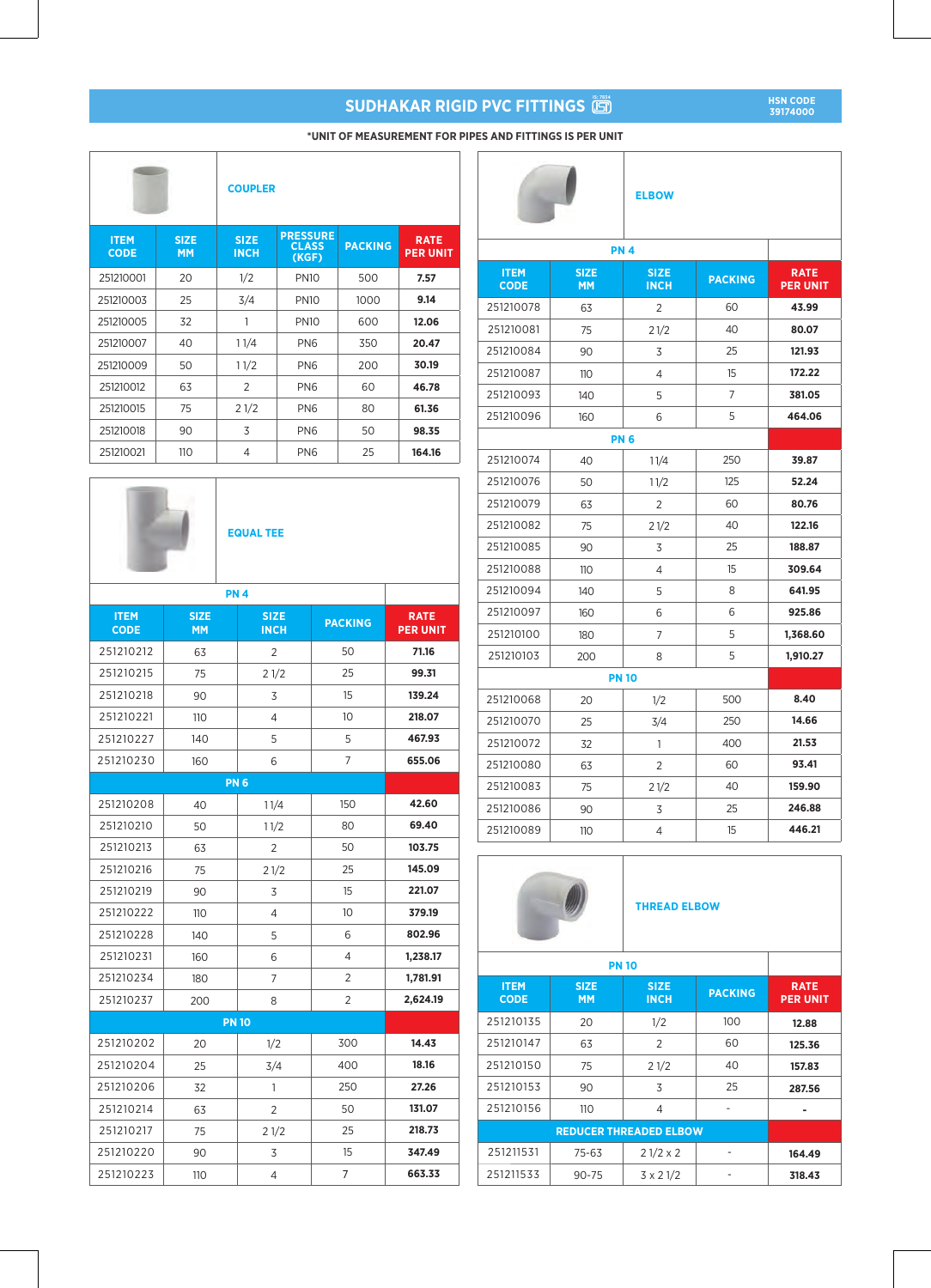## SUDHAKAR RIGID PVC FITTINGS

HSN CODE 39174000

*UNIT OF MEASUREMENT FOR PIPES AND FITTINGS IS PER UNIT

### COUPLER

| ITEM CODE | SIZE MM | SIZE INCH | PRESSURE CLASS (KGF) | PACKING | RATE PER UNIT |
|---|---|---|---|---|---|
| 251210001 | 20 | 1/2 | PN10 | 500 | **7.57** |
| 251210003 | 25 | 3/4 | PN10 | 1000 | **9.14** |
| 251210005 | 32 | 1 | PN10 | 600 | **12.06** |
| 251210007 | 40 | 1 1/4 | PN6 | 350 | **20.47** |
| 251210009 | 50 | 1 1/2 | PN6 | 200 | **30.19** |
| 251210012 | 63 | 2 | PN6 | 60 | **46.78** |
| 251210015 | 75 | 2 1/2 | PN6 | 80 | **61.36** |
| 251210018 | 90 | 3 | PN6 | 50 | **98.35** |
| 251210021 | 110 | 4 | PN6 | 25 | **164.16** |

### EQUAL TEE

| ITEM CODE | SIZE MM | SIZE INCH | PACKING | RATE PER UNIT |
|---|---|---|---|---|
| **PN 4** | | | | |
| 251210212 | 63 | 2 | 50 | **71.16** |
| 251210215 | 75 | 2 1/2 | 25 | **99.31** |
| 251210218 | 90 | 3 | 15 | **139.24** |
| 251210221 | 110 | 4 | 10 | **218.07** |
| 251210227 | 140 | 5 | 5 | **467.93** |
| 251210230 | 160 | 6 | 7 | **655.06** |
| **PN 6** | | | | |
| 251210208 | 40 | 11/4 | 150 | **42.60** |
| 251210210 | 50 | 11/2 | 80 | **69.40** |
| 251210213 | 63 | 2 | 50 | **103.75** |
| 251210216 | 75 | 2 1/2 | 25 | **145.09** |
| 251210219 | 90 | 3 | 15 | **221.07** |
| 251210222 | 110 | 4 | 10 | **379.19** |
| 251210228 | 140 | 5 | 6 | **802.96** |
| 251210231 | 160 | 6 | 4 | **1,238.17** |
| 251210234 | 180 | 7 | 2 | **1,781.91** |
| 251210237 | 200 | 8 | 2 | **2,624.19** |
| **PN 10** | | | | |
| 251210202 | 20 | 1/2 | 300 | **14.43** |
| 251210204 | 25 | 3/4 | 400 | **18.16** |
| 251210206 | 32 | 1 | 250 | **27.26** |
| 251210214 | 63 | 2 | 50 | **131.07** |
| 251210217 | 75 | 2 1/2 | 25 | **218.73** |
| 251210220 | 90 | 3 | 15 | **347.49** |
| 251210223 | 110 | 4 | 7 | **663.33** |

### ELBOW

| ITEM CODE | SIZE MM | SIZE INCH | PACKING | RATE PER UNIT |
|---|---|---|---|---|
| **PN 4** | | | | |
| 251210078 | 63 | 2 | 60 | **43.99** |
| 251210081 | 75 | 2 1/2 | 40 | **80.07** |
| 251210084 | 90 | 3 | 25 | **121.93** |
| 251210087 | 110 | 4 | 15 | **172.22** |
| 251210093 | 140 | 5 | 7 | **381.05** |
| 251210096 | 160 | 6 | 5 | **464.06** |
| **PN 6** | | | | |
| 251210074 | 40 | 11/4 | 250 | **39.87** |
| 251210076 | 50 | 11/2 | 125 | **52.24** |
| 251210079 | 63 | 2 | 60 | **80.76** |
| 251210082 | 75 | 2 1/2 | 40 | **122.16** |
| 251210085 | 90 | 3 | 25 | **188.87** |
| 251210088 | 110 | 4 | 15 | **309.64** |
| 251210094 | 140 | 5 | 8 | **641.95** |
| 251210097 | 160 | 6 | 6 | **925.86** |
| 251210100 | 180 | 7 | 5 | **1,368.60** |
| 251210103 | 200 | 8 | 5 | **1,910.27** |
| **PN 10** | | | | |
| 251210068 | 20 | 1/2 | 500 | **8.40** |
| 251210070 | 25 | 3/4 | 250 | **14.66** |
| 251210072 | 32 | 1 | 400 | **21.53** |
| 251210080 | 63 | 2 | 60 | **93.41** |
| 251210083 | 75 | 2 1/2 | 40 | **159.90** |
| 251210086 | 90 | 3 | 25 | **246.88** |
| 251210089 | 110 | 4 | 15 | **446.21** |

### THREAD ELBOW

| ITEM CODE | SIZE MM | SIZE INCH | PACKING | RATE PER UNIT |
|---|---|---|---|---|
| **PN 10** | | | | |
| 251210135 | 20 | 1/2 | 100 | **12.88** |
| 251210147 | 63 | 2 | 60 | **125.36** |
| 251210150 | 75 | 2 1/2 | 40 | **157.83** |
| 251210153 | 90 | 3 | 25 | **287.56** |
| 251210156 | 110 | 4 | - | **-** |
| **REDUCER THREADED ELBOW** | | | | |
| 251211531 | 75-63 | 2 1/2 x 2 | - | **164.49** |
| 251211533 | 90-75 | 3 x 2 1/2 | - | **318.43** |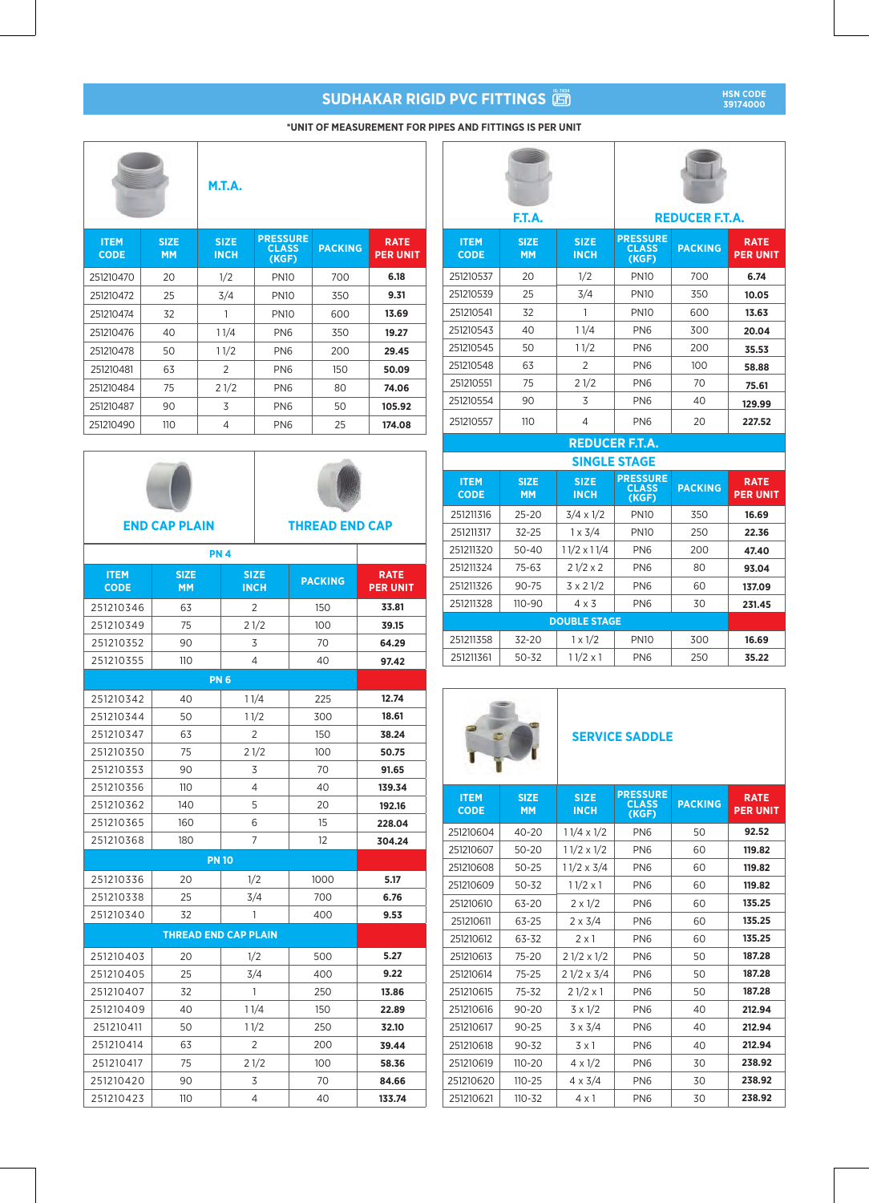# SUDHAKAR RIGID PVC FITTINGS

HSN CODE 39174000

*UNIT OF MEASUREMENT FOR PIPES AND FITTINGS IS PER UNIT

## M.T.A.

| ITEM CODE | SIZE MM | SIZE INCH | PRESSURE CLASS (KGF) | PACKING | RATE PER UNIT |
|---|---|---|---|---|---|
| 251210470 | 20 | 1/2 | PN10 | 700 | **6.18** |
| 251210472 | 25 | 3/4 | PN10 | 350 | **9.31** |
| 251210474 | 32 | 1 | PN10 | 600 | **13.69** |
| 251210476 | 40 | 1 1/4 | PN6 | 350 | **19.27** |
| 251210478 | 50 | 1 1/2 | PN6 | 200 | **29.45** |
| 251210481 | 63 | 2 | PN6 | 150 | **50.09** |
| 251210484 | 75 | 2 1/2 | PN6 | 80 | **74.06** |
| 251210487 | 90 | 3 | PN6 | 50 | **105.92** |
| 251210490 | 110 | 4 | PN6 | 25 | **174.08** |

## END CAP PLAIN / THREAD END CAP

| ITEM CODE | SIZE MM | SIZE INCH | PACKING | RATE PER UNIT |
|---|---|---|---|---|
| **PN 4** | | | | |
| 251210346 | 63 | 2 | 150 | **33.81** |
| 251210349 | 75 | 2 1/2 | 100 | **39.15** |
| 251210352 | 90 | 3 | 70 | **64.29** |
| 251210355 | 110 | 4 | 40 | **97.42** |
| **PN 6** | | | | |
| 251210342 | 40 | 1 1/4 | 225 | **12.74** |
| 251210344 | 50 | 1 1/2 | 300 | **18.61** |
| 251210347 | 63 | 2 | 150 | **38.24** |
| 251210350 | 75 | 2 1/2 | 100 | **50.75** |
| 251210353 | 90 | 3 | 70 | **91.65** |
| 251210356 | 110 | 4 | 40 | **139.34** |
| 251210362 | 140 | 5 | 20 | **192.16** |
| 251210365 | 160 | 6 | 15 | **228.04** |
| 251210368 | 180 | 7 | 12 | **304.24** |
| **PN 10** | | | | |
| 251210336 | 20 | 1/2 | 1000 | **5.17** |
| 251210338 | 25 | 3/4 | 700 | **6.76** |
| 251210340 | 32 | 1 | 400 | **9.53** |
| **THREAD END CAP PLAIN** | | | | |
| 251210403 | 20 | 1/2 | 500 | **5.27** |
| 251210405 | 25 | 3/4 | 400 | **9.22** |
| 251210407 | 32 | 1 | 250 | **13.86** |
| 251210409 | 40 | 1 1/4 | 150 | **22.89** |
| 251210411 | 50 | 1 1/2 | 250 | **32.10** |
| 251210414 | 63 | 2 | 200 | **39.44** |
| 251210417 | 75 | 2 1/2 | 100 | **58.36** |
| 251210420 | 90 | 3 | 70 | **84.66** |
| 251210423 | 110 | 4 | 40 | **133.74** |

## F.T.A. / REDUCER F.T.A.

| ITEM CODE | SIZE MM | SIZE INCH | PRESSURE CLASS (KGF) | PACKING | RATE PER UNIT |
|---|---|---|---|---|---|
| 251210537 | 20 | 1/2 | PN10 | 700 | **6.74** |
| 251210539 | 25 | 3/4 | PN10 | 350 | **10.05** |
| 251210541 | 32 | 1 | PN10 | 600 | **13.63** |
| 251210543 | 40 | 1 1/4 | PN6 | 300 | **20.04** |
| 251210545 | 50 | 1 1/2 | PN6 | 200 | **35.53** |
| 251210548 | 63 | 2 | PN6 | 100 | **58.88** |
| 251210551 | 75 | 2 1/2 | PN6 | 70 | **75.61** |
| 251210554 | 90 | 3 | PN6 | 40 | **129.99** |
| 251210557 | 110 | 4 | PN6 | 20 | **227.52** |

## REDUCER F.T.A.

| ITEM CODE | SIZE MM | SIZE INCH | PRESSURE CLASS (KGF) | PACKING | RATE PER UNIT |
|---|---|---|---|---|---|
| **SINGLE STAGE** | | | | | |
| 251211316 | 25-20 | 3/4 x 1/2 | PN10 | 350 | **16.69** |
| 251211317 | 32-25 | 1 x 3/4 | PN10 | 250 | **22.36** |
| 251211320 | 50-40 | 1 1/2 x 1 1/4 | PN6 | 200 | **47.40** |
| 251211324 | 75-63 | 2 1/2 x 2 | PN6 | 80 | **93.04** |
| 251211326 | 90-75 | 3 x 2 1/2 | PN6 | 60 | **137.09** |
| 251211328 | 110-90 | 4 x 3 | PN6 | 30 | **231.45** |
| **DOUBLE STAGE** | | | | | |
| 251211358 | 32-20 | 1 x 1/2 | PN10 | 300 | **16.69** |
| 251211361 | 50-32 | 1 1/2 x 1 | PN6 | 250 | **35.22** |

## SERVICE SADDLE

| ITEM CODE | SIZE MM | SIZE INCH | PRESSURE CLASS (KGF) | PACKING | RATE PER UNIT |
|---|---|---|---|---|---|
| 251210604 | 40-20 | 1 1/4 x 1/2 | PN6 | 50 | **92.52** |
| 251210607 | 50-20 | 1 1/2 x 1/2 | PN6 | 60 | **119.82** |
| 251210608 | 50-25 | 1 1/2 x 3/4 | PN6 | 60 | **119.82** |
| 251210609 | 50-32 | 1 1/2 x 1 | PN6 | 60 | **119.82** |
| 251210610 | 63-20 | 2 x 1/2 | PN6 | 60 | **135.25** |
| 251210611 | 63-25 | 2 x 3/4 | PN6 | 60 | **135.25** |
| 251210612 | 63-32 | 2 x 1 | PN6 | 60 | **135.25** |
| 251210613 | 75-20 | 2 1/2 x 1/2 | PN6 | 50 | **187.28** |
| 251210614 | 75-25 | 2 1/2 x 3/4 | PN6 | 50 | **187.28** |
| 251210615 | 75-32 | 2 1/2 x 1 | PN6 | 50 | **187.28** |
| 251210616 | 90-20 | 3 x 1/2 | PN6 | 40 | **212.94** |
| 251210617 | 90-25 | 3 x 3/4 | PN6 | 40 | **212.94** |
| 251210618 | 90-32 | 3 x 1 | PN6 | 40 | **212.94** |
| 251210619 | 110-20 | 4 x 1/2 | PN6 | 30 | **238.92** |
| 251210620 | 110-25 | 4 x 3/4 | PN6 | 30 | **238.92** |
| 251210621 | 110-32 | 4 x 1 | PN6 | 30 | **238.92** |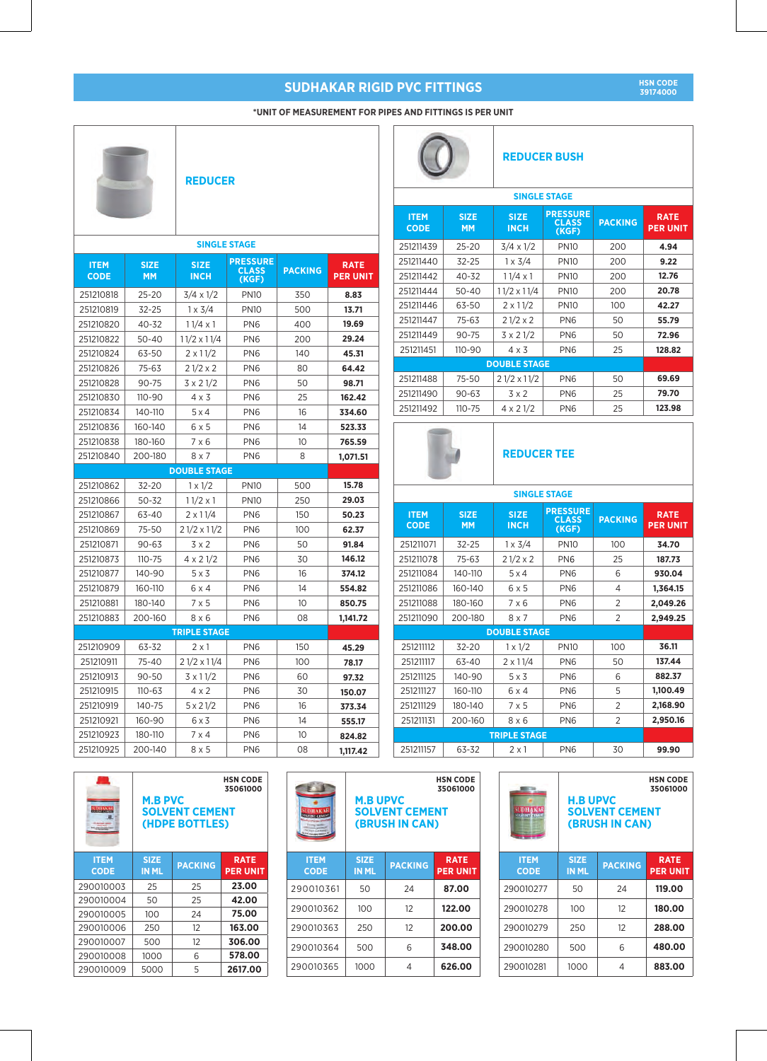# SUDHAKAR RIGID PVC FITTINGS

HSN CODE 39174000

*UNIT OF MEASUREMENT FOR PIPES AND FITTINGS IS PER UNIT

## REDUCER

| ITEM CODE | SIZE MM | SIZE INCH | PRESSURE CLASS (KGF) | PACKING | RATE PER UNIT |
|---|---|---|---|---|---|
| **SINGLE STAGE** | | | | | |
| 251210818 | 25-20 | 3/4 x 1/2 | PN10 | 350 | **8.83** |
| 251210819 | 32-25 | 1 x 3/4 | PN10 | 500 | **13.71** |
| 251210820 | 40-32 | 1 1/4 x 1 | PN6 | 400 | **19.69** |
| 251210822 | 50-40 | 1 1/2 x 1 1/4 | PN6 | 200 | **29.24** |
| 251210824 | 63-50 | 2 x 1 1/2 | PN6 | 140 | **45.31** |
| 251210826 | 75-63 | 2 1/2 x 2 | PN6 | 80 | **64.42** |
| 251210828 | 90-75 | 3 x 2 1/2 | PN6 | 50 | **98.71** |
| 251210830 | 110-90 | 4 x 3 | PN6 | 25 | **162.42** |
| 251210834 | 140-110 | 5 x 4 | PN6 | 16 | **334.60** |
| 251210836 | 160-140 | 6 x 5 | PN6 | 14 | **523.33** |
| 251210838 | 180-160 | 7 x 6 | PN6 | 10 | **765.59** |
| 251210840 | 200-180 | 8 x 7 | PN6 | 8 | **1,071.51** |
| **DOUBLE STAGE** | | | | | |
| 251210862 | 32-20 | 1 x 1/2 | PN10 | 500 | **15.78** |
| 251210866 | 50-32 | 1 1/2 x 1 | PN10 | 250 | **29.03** |
| 251210867 | 63-40 | 2 x 1 1/4 | PN6 | 150 | **50.23** |
| 251210869 | 75-50 | 2 1/2 x 1 1/2 | PN6 | 100 | **62.37** |
| 251210871 | 90-63 | 3 x 2 | PN6 | 50 | **91.84** |
| 251210873 | 110-75 | 4 x 2 1/2 | PN6 | 30 | **146.12** |
| 251210877 | 140-90 | 5 x 3 | PN6 | 16 | **374.12** |
| 251210879 | 160-110 | 6 x 4 | PN6 | 14 | **554.82** |
| 251210881 | 180-140 | 7 x 5 | PN6 | 10 | **850.75** |
| 251210883 | 200-160 | 8 x 6 | PN6 | 08 | **1,141.72** |
| **TRIPLE STAGE** | | | | | |
| 251210909 | 63-32 | 2 x 1 | PN6 | 150 | **45.29** |
| 251210911 | 75-40 | 2 1/2 x 1 1/4 | PN6 | 100 | **78.17** |
| 251210913 | 90-50 | 3 x 1 1/2 | PN6 | 60 | **97.32** |
| 251210915 | 110-63 | 4 x 2 | PN6 | 30 | **150.07** |
| 251210919 | 140-75 | 5 x 2 1/2 | PN6 | 16 | **373.34** |
| 251210921 | 160-90 | 6 x 3 | PN6 | 14 | **555.17** |
| 251210923 | 180-110 | 7 x 4 | PN6 | 10 | **824.82** |
| 251210925 | 200-140 | 8 x 5 | PN6 | 08 | **1,117.42** |

## REDUCER BUSH

| ITEM CODE | SIZE MM | SIZE INCH | PRESSURE CLASS (KGF) | PACKING | RATE PER UNIT |
|---|---|---|---|---|---|
| **SINGLE STAGE** | | | | | |
| 251211439 | 25-20 | 3/4 x 1/2 | PN10 | 200 | **4.94** |
| 251211440 | 32-25 | 1 x 3/4 | PN10 | 200 | **9.22** |
| 251211442 | 40-32 | 1 1/4 x 1 | PN10 | 200 | **12.76** |
| 251211444 | 50-40 | 1 1/2 x 1 1/4 | PN10 | 200 | **20.78** |
| 251211446 | 63-50 | 2 x 1 1/2 | PN10 | 100 | **42.27** |
| 251211447 | 75-63 | 2 1/2 x 2 | PN6 | 50 | **55.79** |
| 251211449 | 90-75 | 3 x 2 1/2 | PN6 | 50 | **72.96** |
| 251211451 | 110-90 | 4 x 3 | PN6 | 25 | **128.82** |
| **DOUBLE STAGE** | | | | | |
| 251211488 | 75-50 | 2 1/2 x 1 1/2 | PN6 | 50 | **69.69** |
| 251211490 | 90-63 | 3 x 2 | PN6 | 25 | **79.70** |
| 251211492 | 110-75 | 4 x 2 1/2 | PN6 | 25 | **123.98** |

## REDUCER TEE

| ITEM CODE | SIZE MM | SIZE INCH | PRESSURE CLASS (KGF) | PACKING | RATE PER UNIT |
|---|---|---|---|---|---|
| **SINGLE STAGE** | | | | | |
| 251211071 | 32-25 | 1 x 3/4 | PN10 | 100 | **34.70** |
| 251211078 | 75-63 | 2 1/2 x 2 | PN6 | 25 | **187.73** |
| 251211084 | 140-110 | 5 x 4 | PN6 | 6 | **930.04** |
| 251211086 | 160-140 | 6 x 5 | PN6 | 4 | **1,364.15** |
| 251211088 | 180-160 | 7 x 6 | PN6 | 2 | **2,049.26** |
| 251211090 | 200-180 | 8 x 7 | PN6 | 2 | **2,949.25** |
| **DOUBLE STAGE** | | | | | |
| 251211112 | 32-20 | 1 x 1/2 | PN10 | 100 | **36.11** |
| 251211117 | 63-40 | 2 x 1 1/4 | PN6 | 50 | **137.44** |
| 251211125 | 140-90 | 5 x 3 | PN6 | 6 | **882.37** |
| 251211127 | 160-110 | 6 x 4 | PN6 | 5 | **1,100.49** |
| 251211129 | 180-140 | 7 x 5 | PN6 | 2 | **2,168.90** |
| 251211131 | 200-160 | 8 x 6 | PN6 | 2 | **2,950.16** |
| **TRIPLE STAGE** | | | | | |
| 251211157 | 63-32 | 2 x 1 | PN6 | 30 | **99.90** |

## M.B PVC SOLVENT CEMENT (HDPE BOTTLES)

HSN CODE 35061000

| ITEM CODE | SIZE IN ML | PACKING | RATE PER UNIT |
|---|---|---|---|
| 290010003 | 25 | 25 | **23.00** |
| 290010004 | 50 | 25 | **42.00** |
| 290010005 | 100 | 24 | **75.00** |
| 290010006 | 250 | 12 | **163.00** |
| 290010007 | 500 | 12 | **306.00** |
| 290010008 | 1000 | 6 | **578.00** |
| 290010009 | 5000 | 5 | **2617.00** |

## M.B UPVC SOLVENT CEMENT (BRUSH IN CAN)

HSN CODE 35061000

| ITEM CODE | SIZE IN ML | PACKING | RATE PER UNIT |
|---|---|---|---|
| 290010361 | 50 | 24 | **87.00** |
| 290010362 | 100 | 12 | **122.00** |
| 290010363 | 250 | 12 | **200.00** |
| 290010364 | 500 | 6 | **348.00** |
| 290010365 | 1000 | 4 | **626.00** |

## H.B UPVC SOLVENT CEMENT (BRUSH IN CAN)

HSN CODE 35061000

| ITEM CODE | SIZE IN ML | PACKING | RATE PER UNIT |
|---|---|---|---|
| 290010277 | 50 | 24 | **119.00** |
| 290010278 | 100 | 12 | **180.00** |
| 290010279 | 250 | 12 | **288.00** |
| 290010280 | 500 | 6 | **480.00** |
| 290010281 | 1000 | 4 | **883.00** |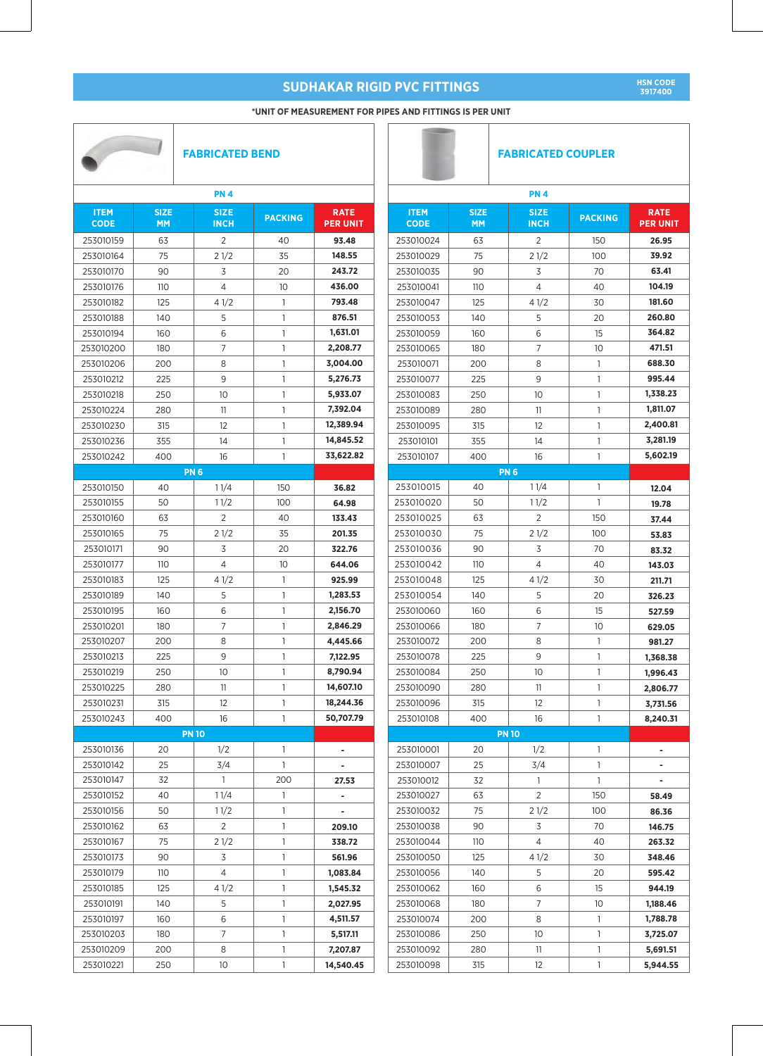# SUDHAKAR RIGID PVC FITTINGS

HSN CODE 3917400

*UNIT OF MEASUREMENT FOR PIPES AND FITTINGS IS PER UNIT

## FABRICATED BEND

| ITEM CODE | SIZE MM | SIZE INCH | PACKING | RATE PER UNIT |
|---|---|---|---|---|
| **PN 4** | | | | |
| 253010159 | 63 | 2 | 40 | **93.48** |
| 253010164 | 75 | 2 1/2 | 35 | **148.55** |
| 253010170 | 90 | 3 | 20 | **243.72** |
| 253010176 | 110 | 4 | 10 | **436.00** |
| 253010182 | 125 | 4 1/2 | 1 | **793.48** |
| 253010188 | 140 | 5 | 1 | **876.51** |
| 253010194 | 160 | 6 | 1 | **1,631.01** |
| 253010200 | 180 | 7 | 1 | **2,208.77** |
| 253010206 | 200 | 8 | 1 | **3,004.00** |
| 253010212 | 225 | 9 | 1 | **5,276.73** |
| 253010218 | 250 | 10 | 1 | **5,933.07** |
| 253010224 | 280 | 11 | 1 | **7,392.04** |
| 253010230 | 315 | 12 | 1 | **12,389.94** |
| 253010236 | 355 | 14 | 1 | **14,845.52** |
| 253010242 | 400 | 16 | 1 | **33,622.82** |
| **PN 6** | | | | |
| 253010150 | 40 | 1 1/4 | 150 | **36.82** |
| 253010155 | 50 | 1 1/2 | 100 | **64.98** |
| 253010160 | 63 | 2 | 40 | **133.43** |
| 253010165 | 75 | 2 1/2 | 35 | **201.35** |
| 253010171 | 90 | 3 | 20 | **322.76** |
| 253010177 | 110 | 4 | 10 | **644.06** |
| 253010183 | 125 | 4 1/2 | 1 | **925.99** |
| 253010189 | 140 | 5 | 1 | **1,283.53** |
| 253010195 | 160 | 6 | 1 | **2,156.70** |
| 253010201 | 180 | 7 | 1 | **2,846.29** |
| 253010207 | 200 | 8 | 1 | **4,445.66** |
| 253010213 | 225 | 9 | 1 | **7,122.95** |
| 253010219 | 250 | 10 | 1 | **8,790.94** |
| 253010225 | 280 | 11 | 1 | **14,607.10** |
| 253010231 | 315 | 12 | 1 | **18,244.36** |
| 253010243 | 400 | 16 | 1 | **50,707.79** |
| **PN 10** | | | | |
| 253010136 | 20 | 1/2 | 1 | **-** |
| 253010142 | 25 | 3/4 | 1 | **-** |
| 253010147 | 32 | 1 | 200 | **27.53** |
| 253010152 | 40 | 1 1/4 | 1 | **-** |
| 253010156 | 50 | 1 1/2 | 1 | **-** |
| 253010162 | 63 | 2 | 1 | **209.10** |
| 253010167 | 75 | 2 1/2 | 1 | **338.72** |
| 253010173 | 90 | 3 | 1 | **561.96** |
| 253010179 | 110 | 4 | 1 | **1,083.84** |
| 253010185 | 125 | 4 1/2 | 1 | **1,545.32** |
| 253010191 | 140 | 5 | 1 | **2,027.95** |
| 253010197 | 160 | 6 | 1 | **4,511.57** |
| 253010203 | 180 | 7 | 1 | **5,517.11** |
| 253010209 | 200 | 8 | 1 | **7,207.87** |
| 253010221 | 250 | 10 | 1 | **14,540.45** |

## FABRICATED COUPLER

| ITEM CODE | SIZE MM | SIZE INCH | PACKING | RATE PER UNIT |
|---|---|---|---|---|
| **PN 4** | | | | |
| 253010024 | 63 | 2 | 150 | **26.95** |
| 253010029 | 75 | 2 1/2 | 100 | **39.92** |
| 253010035 | 90 | 3 | 70 | **63.41** |
| 253010041 | 110 | 4 | 40 | **104.19** |
| 253010047 | 125 | 4 1/2 | 30 | **181.60** |
| 253010053 | 140 | 5 | 20 | **260.80** |
| 253010059 | 160 | 6 | 15 | **364.82** |
| 253010065 | 180 | 7 | 10 | **471.51** |
| 253010071 | 200 | 8 | 1 | **688.30** |
| 253010077 | 225 | 9 | 1 | **995.44** |
| 253010083 | 250 | 10 | 1 | **1,338.23** |
| 253010089 | 280 | 11 | 1 | **1,811.07** |
| 253010095 | 315 | 12 | 1 | **2,400.81** |
| 253010101 | 355 | 14 | 1 | **3,281.19** |
| 253010107 | 400 | 16 | 1 | **5,602.19** |
| **PN 6** | | | | |
| 253010015 | 40 | 1 1/4 | 1 | **12.04** |
| 253010020 | 50 | 1 1/2 | 1 | **19.78** |
| 253010025 | 63 | 2 | 150 | **37.44** |
| 253010030 | 75 | 2 1/2 | 100 | **53.83** |
| 253010036 | 90 | 3 | 70 | **83.32** |
| 253010042 | 110 | 4 | 40 | **143.03** |
| 253010048 | 125 | 4 1/2 | 30 | **211.71** |
| 253010054 | 140 | 5 | 20 | **326.23** |
| 253010060 | 160 | 6 | 15 | **527.59** |
| 253010066 | 180 | 7 | 10 | **629.05** |
| 253010072 | 200 | 8 | 1 | **981.27** |
| 253010078 | 225 | 9 | 1 | **1,368.38** |
| 253010084 | 250 | 10 | 1 | **1,996.43** |
| 253010090 | 280 | 11 | 1 | **2,806.77** |
| 253010096 | 315 | 12 | 1 | **3,731.56** |
| 253010108 | 400 | 16 | 1 | **8,240.31** |
| **PN 10** | | | | |
| 253010001 | 20 | 1/2 | 1 | **-** |
| 253010007 | 25 | 3/4 | 1 | **-** |
| 253010012 | 32 | 1 | 1 | **-** |
| 253010027 | 63 | 2 | 150 | **58.49** |
| 253010032 | 75 | 2 1/2 | 100 | **86.36** |
| 253010038 | 90 | 3 | 70 | **146.75** |
| 253010044 | 110 | 4 | 40 | **263.32** |
| 253010050 | 125 | 4 1/2 | 30 | **348.46** |
| 253010056 | 140 | 5 | 20 | **595.42** |
| 253010062 | 160 | 6 | 15 | **944.19** |
| 253010068 | 180 | 7 | 10 | **1,188.46** |
| 253010074 | 200 | 8 | 1 | **1,788.78** |
| 253010086 | 250 | 10 | 1 | **3,725.07** |
| 253010092 | 280 | 11 | 1 | **5,691.51** |
| 253010098 | 315 | 12 | 1 | **5,944.55** |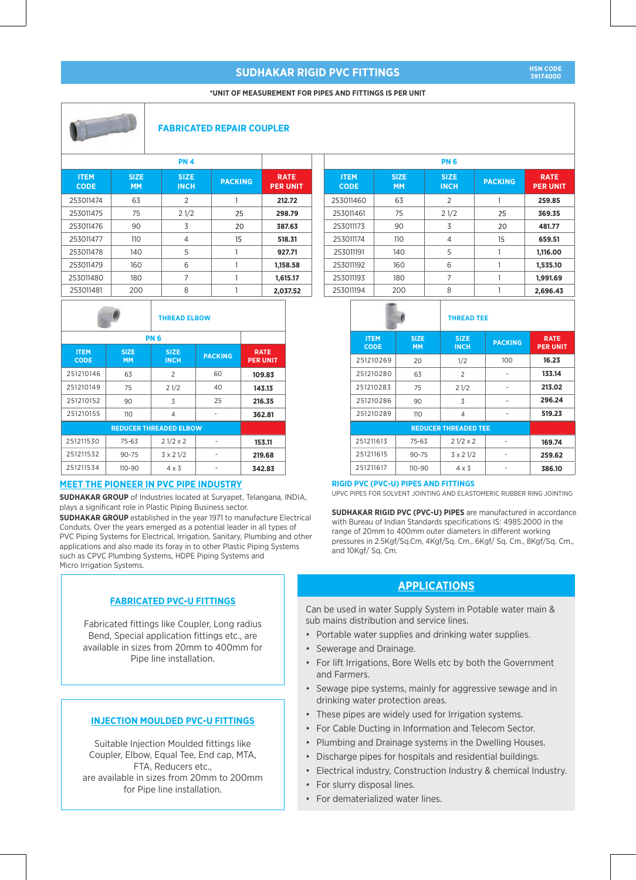# SUDHAKAR RIGID PVC FITTINGS

HSN CODE 39174000

*UNIT OF MEASUREMENT FOR PIPES AND FITTINGS IS PER UNIT

## FABRICATED REPAIR COUPLER

**PN 4**

| ITEM CODE | SIZE MM | SIZE INCH | PACKING | RATE PER UNIT |
|---|---|---|---|---|
| 253011474 | 63 | 2 | 1 | **212.72** |
| 253011475 | 75 | 2 1/2 | 25 | **298.79** |
| 253011476 | 90 | 3 | 20 | **387.63** |
| 253011477 | 110 | 4 | 15 | **518.31** |
| 253011478 | 140 | 5 | 1 | **927.71** |
| 253011479 | 160 | 6 | 1 | **1,158.58** |
| 253011480 | 180 | 7 | 1 | **1,615.17** |
| 253011481 | 200 | 8 | 1 | **2,037.52** |

**PN 6**

| ITEM CODE | SIZE MM | SIZE INCH | PACKING | RATE PER UNIT |
|---|---|---|---|---|
| 253011460 | 63 | 2 | 1 | **259.85** |
| 253011461 | 75 | 2 1/2 | 25 | **369.35** |
| 253011173 | 90 | 3 | 20 | **481.77** |
| 253011174 | 110 | 4 | 15 | **659.51** |
| 253011191 | 140 | 5 | 1 | **1,116.00** |
| 253011192 | 160 | 6 | 1 | **1,535.10** |
| 253011193 | 180 | 7 | 1 | **1,991.69** |
| 253011194 | 200 | 8 | 1 | **2,696.43** |

## THREAD ELBOW

**PN 6**

| ITEM CODE | SIZE MM | SIZE INCH | PACKING | RATE PER UNIT |
|---|---|---|---|---|
| 251210146 | 63 | 2 | 60 | **109.83** |
| 251210149 | 75 | 2 1/2 | 40 | **143.13** |
| 251210152 | 90 | 3 | 25 | **216.35** |
| 251210155 | 110 | 4 | - | **362.81** |
| **REDUCER THREADED ELBOW** | | | | |
| 251211530 | 75-63 | 2 1/2 x 2 | - | **153.11** |
| 251211532 | 90-75 | 3 x 2 1/2 | - | **219.68** |
| 251211534 | 110-90 | 4 x 3 | - | **342.83** |

## THREAD TEE

| ITEM CODE | SIZE MM | SIZE INCH | PACKING | RATE PER UNIT |
|---|---|---|---|---|
| 251210269 | 20 | 1/2 | 100 | **16.23** |
| 251210280 | 63 | 2 | - | **133.14** |
| 251210283 | 75 | 2 1/2 | - | **213.02** |
| 251210286 | 90 | 3 | - | **296.24** |
| 251210289 | 110 | 4 | - | **519.23** |
| **REDUCER THREADED TEE** | | | | |
| 251211613 | 75-63 | 2 1/2 x 2 | - | **169.74** |
| 251211615 | 90-75 | 3 x 2 1/2 | - | **259.62** |
| 251211617 | 110-90 | 4 x 3 | - | **386.10** |

## MEET THE PIONEER IN PVC PIPE INDUSTRY

**SUDHAKAR GROUP** of Industries located at Suryapet, Telangana, INDIA, plays a significant role in Plastic Piping Business sector.

**SUDHAKAR GROUP** established in the year 1971 to manufacture Electrical Conduits. Over the years emerged as a potential leader in all types of PVC Piping Systems for Electrical, Irrigation, Sanitary, Plumbing and other applications and also made its foray in to other Plastic Piping Systems such as CPVC Plumbing Systems, HDPE Piping Systems and Micro Irrigation Systems.

## RIGID PVC (PVC-U) PIPES AND FITTINGS

UPVC PIPES FOR SOLVENT JOINTING AND ELASTOMERIC RUBBER RING JOINTING

**SUDHAKAR RIGID PVC (PVC-U) PIPES** are manufactured in accordance with Bureau of Indian Standards specifications IS: 4985:2000 in the range of 20mm to 400mm outer diameters in different working pressures in 2.5Kgf/Sq.Cm, 4Kgf/Sq. Cm., 6Kgf/ Sq. Cm., 8Kgf/ Sq. Cm., and 10Kgf/ Sq. Cm.

## FABRICATED PVC-U FITTINGS

Fabricated fittings like Coupler, Long radius Bend, Special application fittings etc., are available in sizes from 20mm to 400mm for Pipe line installation.

## INJECTION MOULDED PVC-U FITTINGS

Suitable Injection Moulded fittings like Coupler, Elbow, Equal Tee, End cap, MTA, FTA, Reducers etc., are available in sizes from 20mm to 200mm for Pipe line installation.

## APPLICATIONS

Can be used in water Supply System in Potable water main & sub mains distribution and service lines.

- Portable water supplies and drinking water supplies.
- Sewerage and Drainage.
- For lift Irrigations, Bore Wells etc by both the Government and Farmers.
- Sewage pipe systems, mainly for aggressive sewage and in drinking water protection areas.
- These pipes are widely used for Irrigation systems.
- For Cable Ducting in Information and Telecom Sector.
- Plumbing and Drainage systems in the Dwelling Houses.
- Discharge pipes for hospitals and residential buildings.
- Electrical industry, Construction Industry & chemical Industry.
- For slurry disposal lines.
- For dematerialized water lines.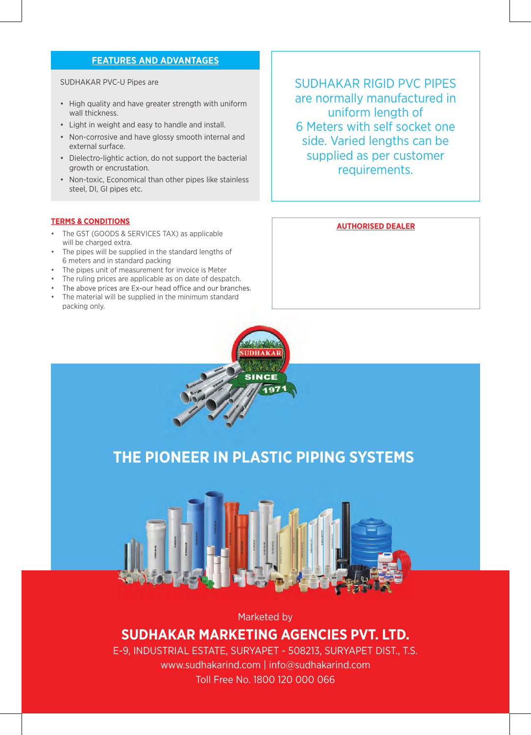## FEATURES AND ADVANTAGES

SUDHAKAR PVC-U Pipes are

- High quality and have greater strength with uniform wall thickness.
- Light in weight and easy to handle and install.
- Non-corrosive and have glossy smooth internal and external surface.
- Dielectro-lightic action, do not support the bacterial growth or encrustation.
- Non-toxic, Economical than other pipes like stainless steel, DI, GI pipes etc.

SUDHAKAR RIGID PVC PIPES are normally manufactured in uniform length of 6 Meters with self socket one side. Varied lengths can be supplied as per customer requirements.

## TERMS & CONDITIONS

- The GST (GOODS & SERVICES TAX) as applicable will be charged extra.
- The pipes will be supplied in the standard lengths of 6 meters and in standard packing
- The pipes unit of measurement for invoice is Meter
- The ruling prices are applicable as on date of despatch.
- The above prices are Ex-our head office and our branches.
- The material will be supplied in the minimum standard packing only.

## AUTHORISED DEALER

SUDHAKAR

SINCE 1971

# THE PIONEER IN PLASTIC PIPING SYSTEMS

Marketed by

**SUDHAKAR MARKETING AGENCIES PVT. LTD.**

E-9, INDUSTRIAL ESTATE, SURYAPET - 508213, SURYAPET DIST., T.S.

www.sudhakarind.com | info@sudhakarind.com

Toll Free No. 1800 120 000 066